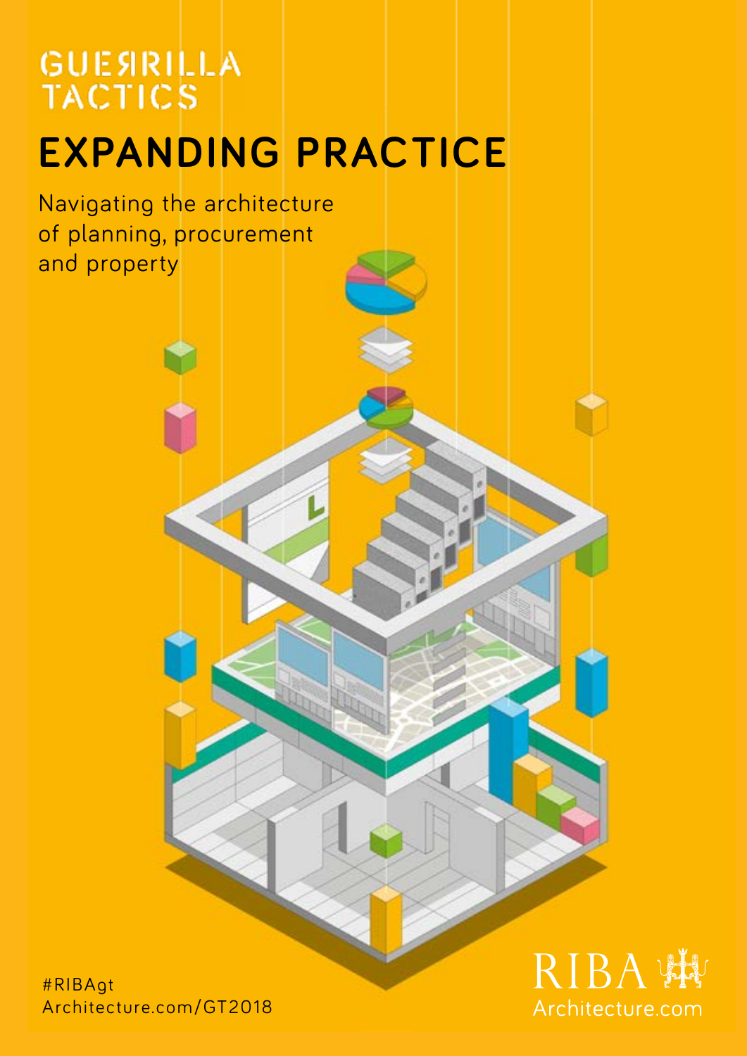GUERRILLA TACTICS

# EXPANDING PRACTICE

Navigating the architecture of planning, procurement and property

#RIBAgt
Architecture.com/GT2018

RIBA
Architecture.com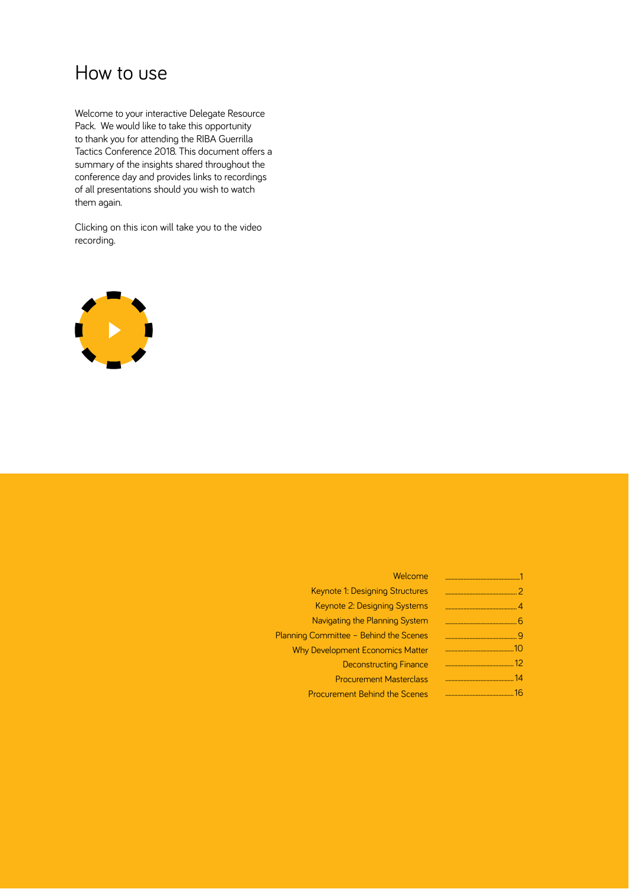# How to use

Welcome to your interactive Delegate Resource Pack. We would like to take this opportunity to thank you for attending the RIBA Guerrilla Tactics Conference 2018. This document offers a summary of the insights shared throughout the conference day and provides links to recordings of all presentations should you wish to watch them again.

Clicking on this icon will take you to the video recording.

| | |
|---|---|
| Welcome | 1 |
| Keynote 1: Designing Structures | 2 |
| Keynote 2: Designing Systems | 4 |
| Navigating the Planning System | 6 |
| Planning Committee – Behind the Scenes | 9 |
| Why Development Economics Matter | 10 |
| Deconstructing Finance | 12 |
| Procurement Masterclass | 14 |
| Procurement Behind the Scenes | 16 |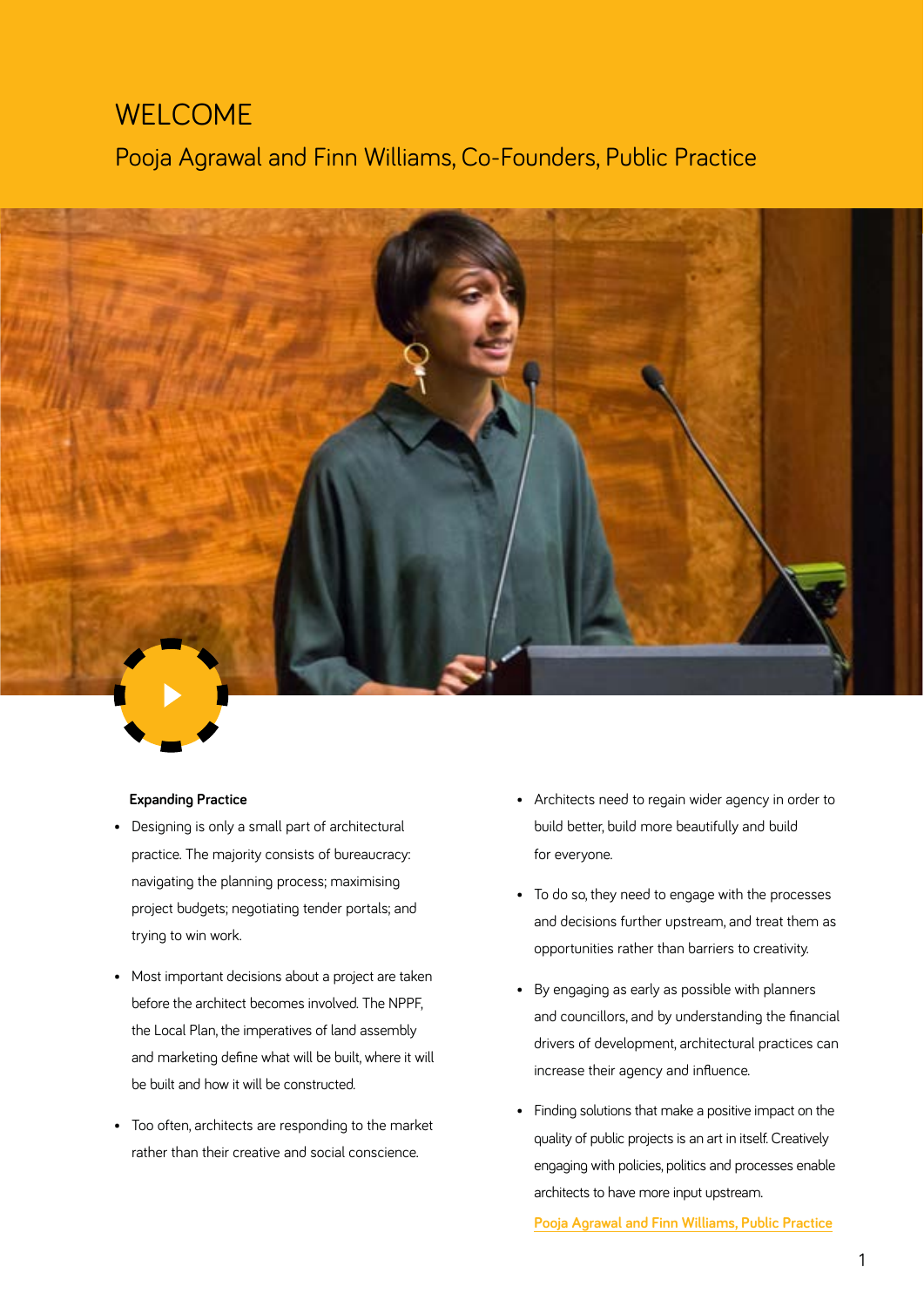# WELCOME

## Pooja Agrawal and Finn Williams, Co-Founders, Public Practice

**Expanding Practice**

- Designing is only a small part of architectural practice. The majority consists of bureaucracy: navigating the planning process; maximising project budgets; negotiating tender portals; and trying to win work.
- Most important decisions about a project are taken before the architect becomes involved. The NPPF, the Local Plan, the imperatives of land assembly and marketing define what will be built, where it will be built and how it will be constructed.
- Too often, architects are responding to the market rather than their creative and social conscience.
- Architects need to regain wider agency in order to build better, build more beautifully and build for everyone.
- To do so, they need to engage with the processes and decisions further upstream, and treat them as opportunities rather than barriers to creativity.
- By engaging as early as possible with planners and councillors, and by understanding the financial drivers of development, architectural practices can increase their agency and influence.
- Finding solutions that make a positive impact on the quality of public projects is an art in itself. Creatively engaging with policies, politics and processes enable architects to have more input upstream.

Pooja Agrawal and Finn Williams, Public Practice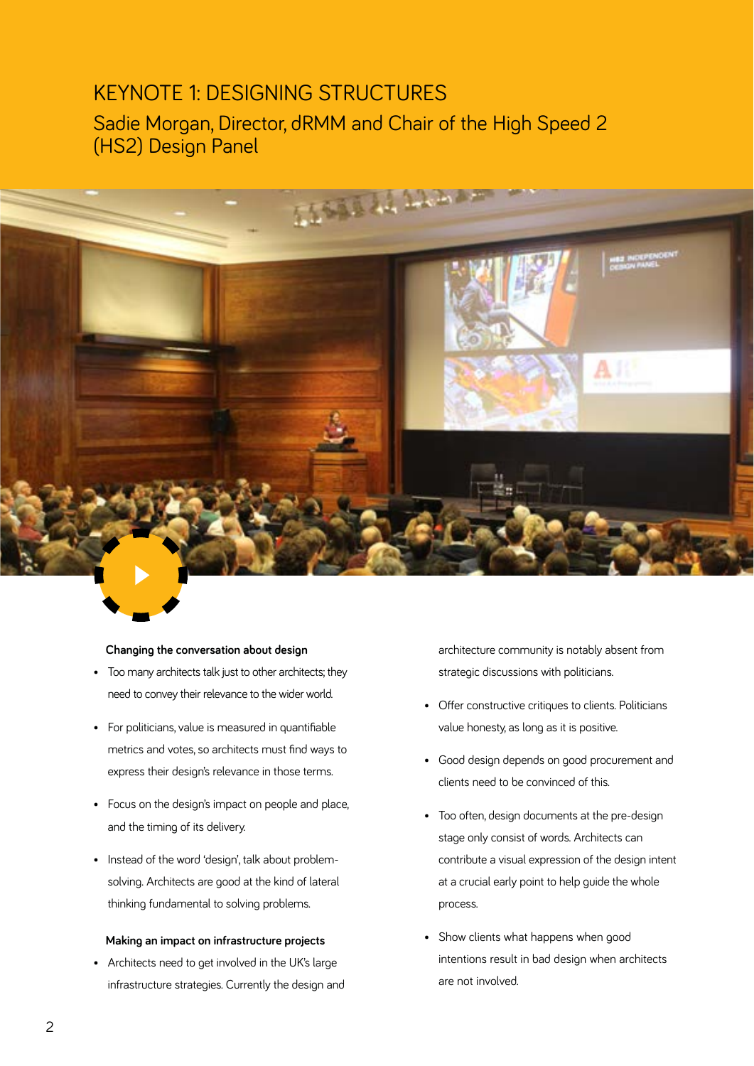# KEYNOTE 1: DESIGNING STRUCTURES

## Sadie Morgan, Director, dRMM and Chair of the High Speed 2 (HS2) Design Panel

**Changing the conversation about design**

- Too many architects talk just to other architects; they need to convey their relevance to the wider world.
- For politicians, value is measured in quantifiable metrics and votes, so architects must find ways to express their design's relevance in those terms.
- Focus on the design's impact on people and place, and the timing of its delivery.
- Instead of the word 'design', talk about problem-solving. Architects are good at the kind of lateral thinking fundamental to solving problems.

**Making an impact on infrastructure projects**

- Architects need to get involved in the UK's large infrastructure strategies. Currently the design and architecture community is notably absent from strategic discussions with politicians.
- Offer constructive critiques to clients. Politicians value honesty, as long as it is positive.
- Good design depends on good procurement and clients need to be convinced of this.
- Too often, design documents at the pre-design stage only consist of words. Architects can contribute a visual expression of the design intent at a crucial early point to help guide the whole process.
- Show clients what happens when good intentions result in bad design when architects are not involved.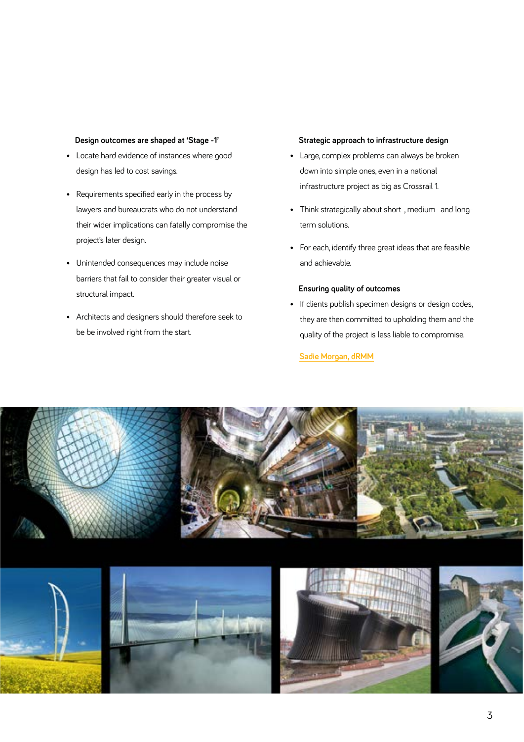### Design outcomes are shaped at 'Stage -1'

- Locate hard evidence of instances where good design has led to cost savings.
- Requirements specified early in the process by lawyers and bureaucrats who do not understand their wider implications can fatally compromise the project's later design.
- Unintended consequences may include noise barriers that fail to consider their greater visual or structural impact.
- Architects and designers should therefore seek to be be involved right from the start.

### Strategic approach to infrastructure design

- Large, complex problems can always be broken down into simple ones, even in a national infrastructure project as big as Crossrail 1.
- Think strategically about short-, medium- and long-term solutions.
- For each, identify three great ideas that are feasible and achievable.

### Ensuring quality of outcomes

- If clients publish specimen designs or design codes, they are then committed to upholding them and the quality of the project is less liable to compromise.

Sadie Morgan, dRMM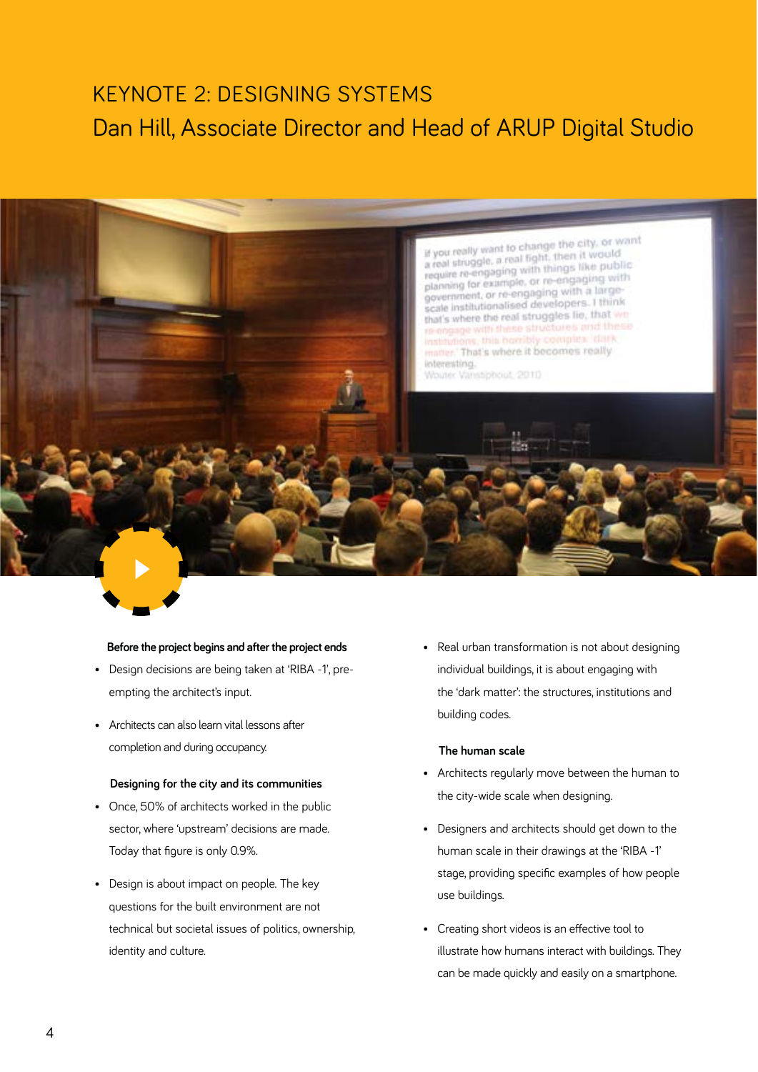# KEYNOTE 2: DESIGNING SYSTEMS

## Dan Hill, Associate Director and Head of ARUP Digital Studio

**Before the project begins and after the project ends**

- Design decisions are being taken at 'RIBA -1', pre-empting the architect's input.
- Architects can also learn vital lessons after completion and during occupancy.

**Designing for the city and its communities**

- Once, 50% of architects worked in the public sector, where 'upstream' decisions are made. Today that figure is only 0.9%.
- Design is about impact on people. The key questions for the built environment are not technical but societal issues of politics, ownership, identity and culture.
- Real urban transformation is not about designing individual buildings, it is about engaging with the 'dark matter': the structures, institutions and building codes.

**The human scale**

- Architects regularly move between the human to the city-wide scale when designing.
- Designers and architects should get down to the human scale in their drawings at the 'RIBA -1' stage, providing specific examples of how people use buildings.
- Creating short videos is an effective tool to illustrate how humans interact with buildings. They can be made quickly and easily on a smartphone.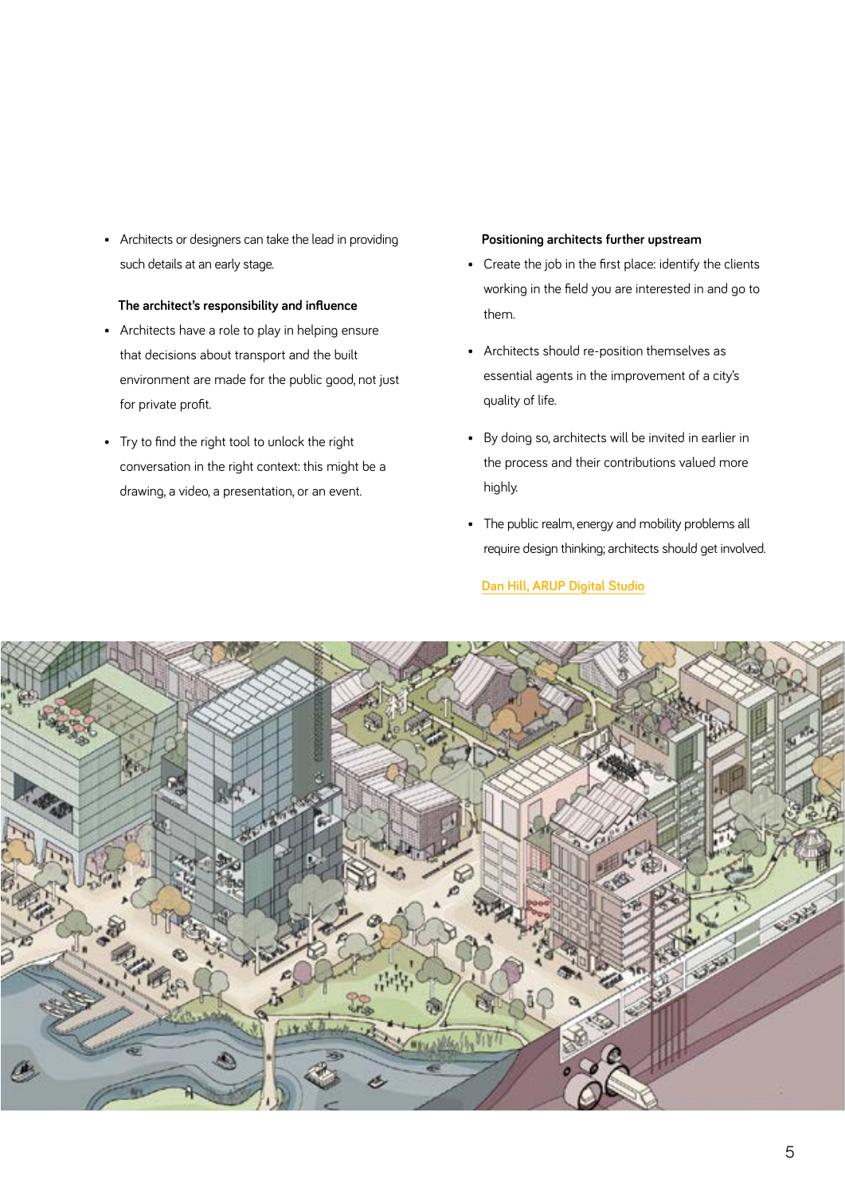- Architects or designers can take the lead in providing such details at an early stage.

**The architect's responsibility and influence**

- Architects have a role to play in helping ensure that decisions about transport and the built environment are made for the public good, not just for private profit.
- Try to find the right tool to unlock the right conversation in the right context: this might be a drawing, a video, a presentation, or an event.

**Positioning architects further upstream**

- Create the job in the first place: identify the clients working in the field you are interested in and go to them.
- Architects should re-position themselves as essential agents in the improvement of a city's quality of life.
- By doing so, architects will be invited in earlier in the process and their contributions valued more highly.
- The public realm, energy and mobility problems all require design thinking; architects should get involved.

Dan Hill, ARUP Digital Studio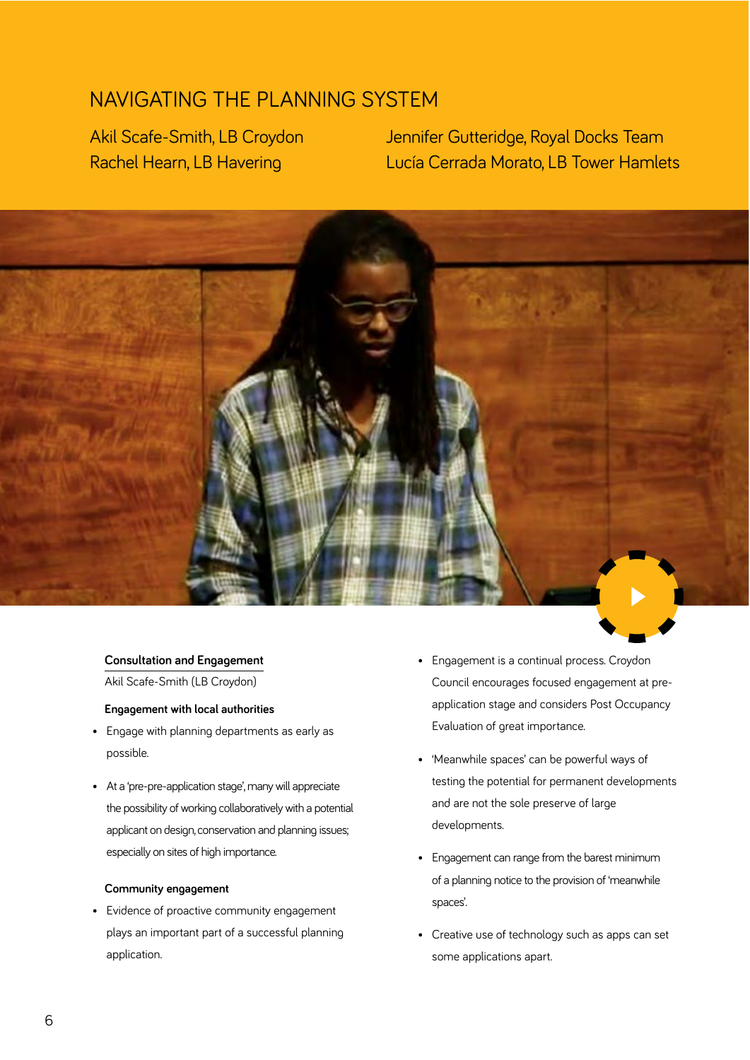# NAVIGATING THE PLANNING SYSTEM

Akil Scafe-Smith, LB Croydon
Rachel Hearn, LB Havering
Jennifer Gutteridge, Royal Docks Team
Lucía Cerrada Morato, LB Tower Hamlets

## Consultation and Engagement

Akil Scafe-Smith (LB Croydon)

### Engagement with local authorities

- Engage with planning departments as early as possible.
- At a 'pre-pre-application stage', many will appreciate the possibility of working collaboratively with a potential applicant on design, conservation and planning issues; especially on sites of high importance.

### Community engagement

- Evidence of proactive community engagement plays an important part of a successful planning application.
- Engagement is a continual process. Croydon Council encourages focused engagement at pre-application stage and considers Post Occupancy Evaluation of great importance.
- 'Meanwhile spaces' can be powerful ways of testing the potential for permanent developments and are not the sole preserve of large developments.
- Engagement can range from the barest minimum of a planning notice to the provision of 'meanwhile spaces'.
- Creative use of technology such as apps can set some applications apart.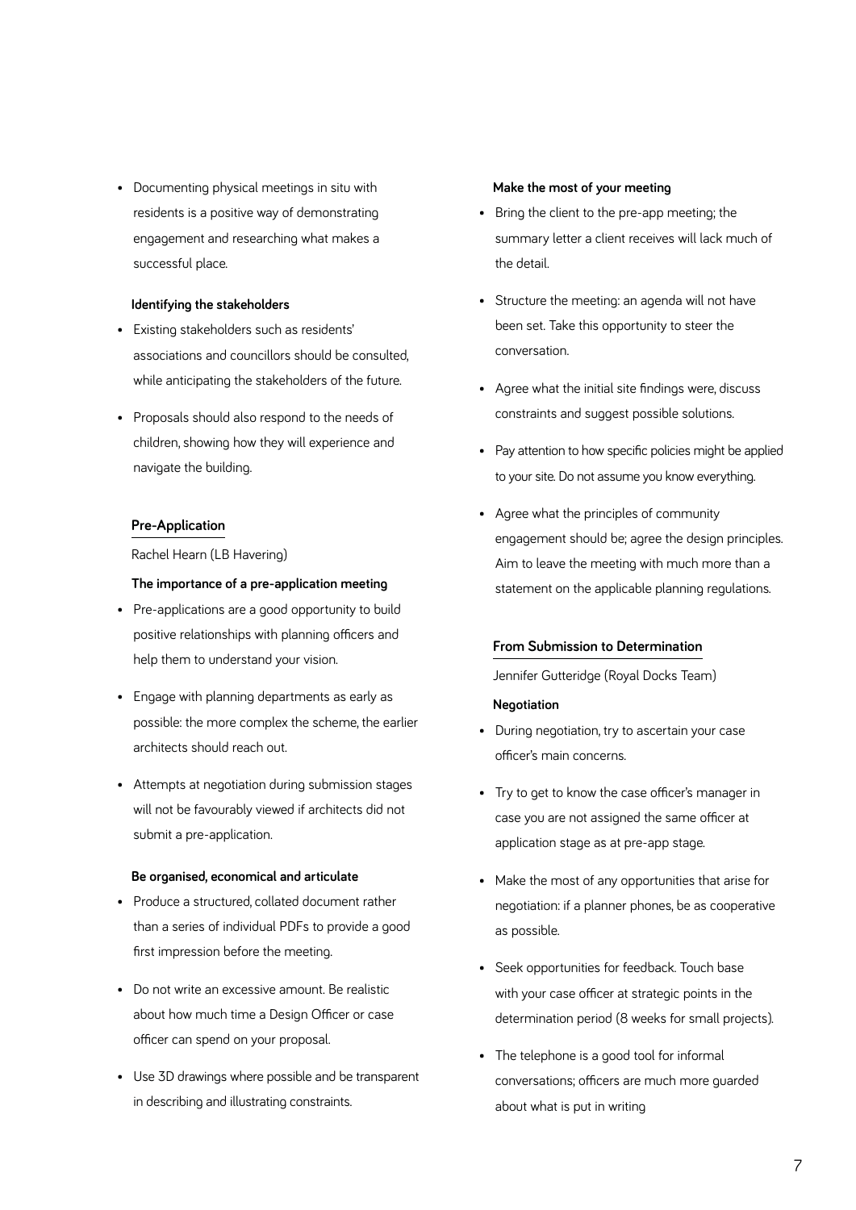- Documenting physical meetings in situ with residents is a positive way of demonstrating engagement and researching what makes a successful place.

**Identifying the stakeholders**

- Existing stakeholders such as residents' associations and councillors should be consulted, while anticipating the stakeholders of the future.
- Proposals should also respond to the needs of children, showing how they will experience and navigate the building.

## Pre-Application

Rachel Hearn (LB Havering)

**The importance of a pre-application meeting**

- Pre-applications are a good opportunity to build positive relationships with planning officers and help them to understand your vision.
- Engage with planning departments as early as possible: the more complex the scheme, the earlier architects should reach out.
- Attempts at negotiation during submission stages will not be favourably viewed if architects did not submit a pre-application.

**Be organised, economical and articulate**

- Produce a structured, collated document rather than a series of individual PDFs to provide a good first impression before the meeting.
- Do not write an excessive amount. Be realistic about how much time a Design Officer or case officer can spend on your proposal.
- Use 3D drawings where possible and be transparent in describing and illustrating constraints.

**Make the most of your meeting**

- Bring the client to the pre-app meeting; the summary letter a client receives will lack much of the detail.
- Structure the meeting: an agenda will not have been set. Take this opportunity to steer the conversation.
- Agree what the initial site findings were, discuss constraints and suggest possible solutions.
- Pay attention to how specific policies might be applied to your site. Do not assume you know everything.
- Agree what the principles of community engagement should be; agree the design principles. Aim to leave the meeting with much more than a statement on the applicable planning regulations.

## From Submission to Determination

Jennifer Gutteridge (Royal Docks Team)

**Negotiation**

- During negotiation, try to ascertain your case officer's main concerns.
- Try to get to know the case officer's manager in case you are not assigned the same officer at application stage as at pre-app stage.
- Make the most of any opportunities that arise for negotiation: if a planner phones, be as cooperative as possible.
- Seek opportunities for feedback. Touch base with your case officer at strategic points in the determination period (8 weeks for small projects).
- The telephone is a good tool for informal conversations; officers are much more guarded about what is put in writing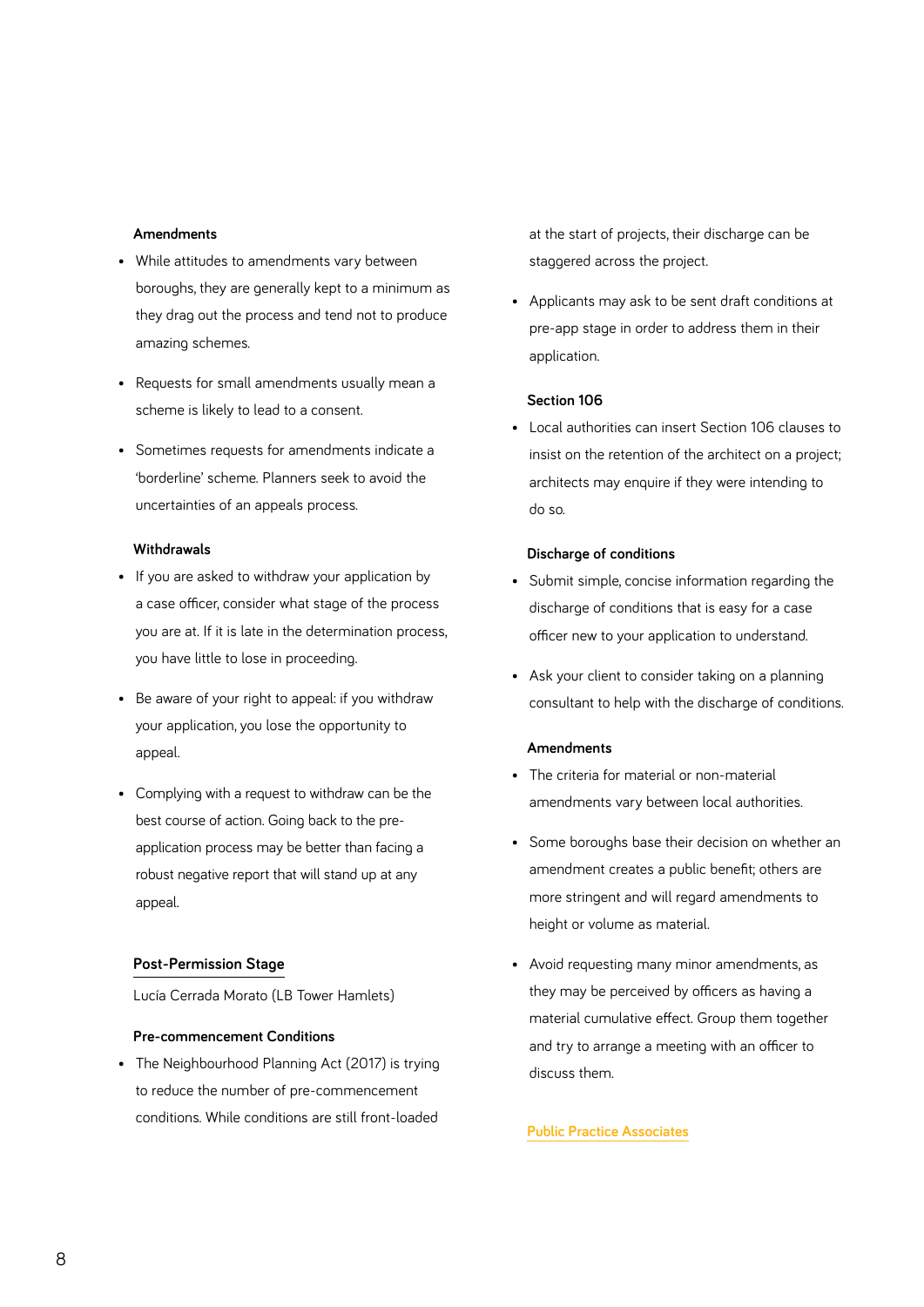#### Amendments

- While attitudes to amendments vary between boroughs, they are generally kept to a minimum as they drag out the process and tend not to produce amazing schemes.
- Requests for small amendments usually mean a scheme is likely to lead to a consent.
- Sometimes requests for amendments indicate a 'borderline' scheme. Planners seek to avoid the uncertainties of an appeals process.

#### Withdrawals

- If you are asked to withdraw your application by a case officer, consider what stage of the process you are at. If it is late in the determination process, you have little to lose in proceeding.
- Be aware of your right to appeal: if you withdraw your application, you lose the opportunity to appeal.
- Complying with a request to withdraw can be the best course of action. Going back to the pre-application process may be better than facing a robust negative report that will stand up at any appeal.

### Post-Permission Stage

Lucía Cerrada Morato (LB Tower Hamlets)

#### Pre-commencement Conditions

- The Neighbourhood Planning Act (2017) is trying to reduce the number of pre-commencement conditions. While conditions are still front-loaded at the start of projects, their discharge can be staggered across the project.
- Applicants may ask to be sent draft conditions at pre-app stage in order to address them in their application.

#### Section 106

- Local authorities can insert Section 106 clauses to insist on the retention of the architect on a project; architects may enquire if they were intending to do so.

#### Discharge of conditions

- Submit simple, concise information regarding the discharge of conditions that is easy for a case officer new to your application to understand.
- Ask your client to consider taking on a planning consultant to help with the discharge of conditions.

#### Amendments

- The criteria for material or non-material amendments vary between local authorities.
- Some boroughs base their decision on whether an amendment creates a public benefit; others are more stringent and will regard amendments to height or volume as material.
- Avoid requesting many minor amendments, as they may be perceived by officers as having a material cumulative effect. Group them together and try to arrange a meeting with an officer to discuss them.

Public Practice Associates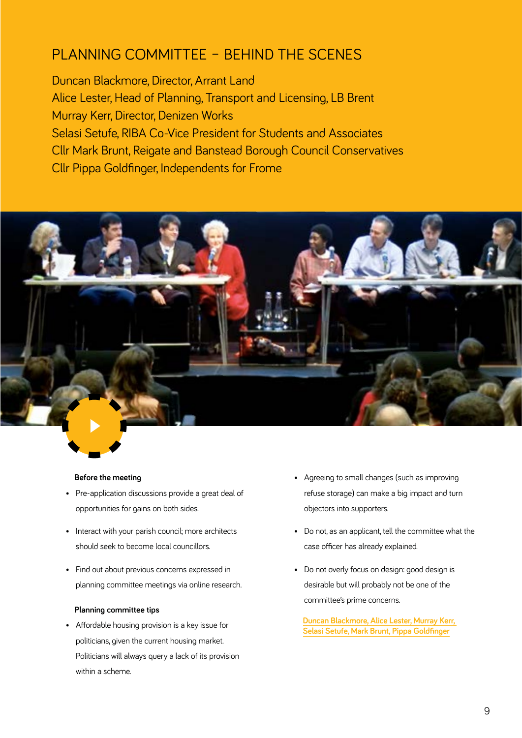# PLANNING COMMITTEE – BEHIND THE SCENES

Duncan Blackmore, Director, Arrant Land
Alice Lester, Head of Planning, Transport and Licensing, LB Brent
Murray Kerr, Director, Denizen Works
Selasi Setufe, RIBA Co-Vice President for Students and Associates
Cllr Mark Brunt, Reigate and Banstead Borough Council Conservatives
Cllr Pippa Goldfinger, Independents for Frome

**Before the meeting**

- Pre-application discussions provide a great deal of opportunities for gains on both sides.
- Interact with your parish council; more architects should seek to become local councillors.
- Find out about previous concerns expressed in planning committee meetings via online research.

**Planning committee tips**

- Affordable housing provision is a key issue for politicians, given the current housing market. Politicians will always query a lack of its provision within a scheme.
- Agreeing to small changes (such as improving refuse storage) can make a big impact and turn objectors into supporters.
- Do not, as an applicant, tell the committee what the case officer has already explained.
- Do not overly focus on design: good design is desirable but will probably not be one of the committee's prime concerns.

Duncan Blackmore, Alice Lester, Murray Kerr, Selasi Setufe, Mark Brunt, Pippa Goldfinger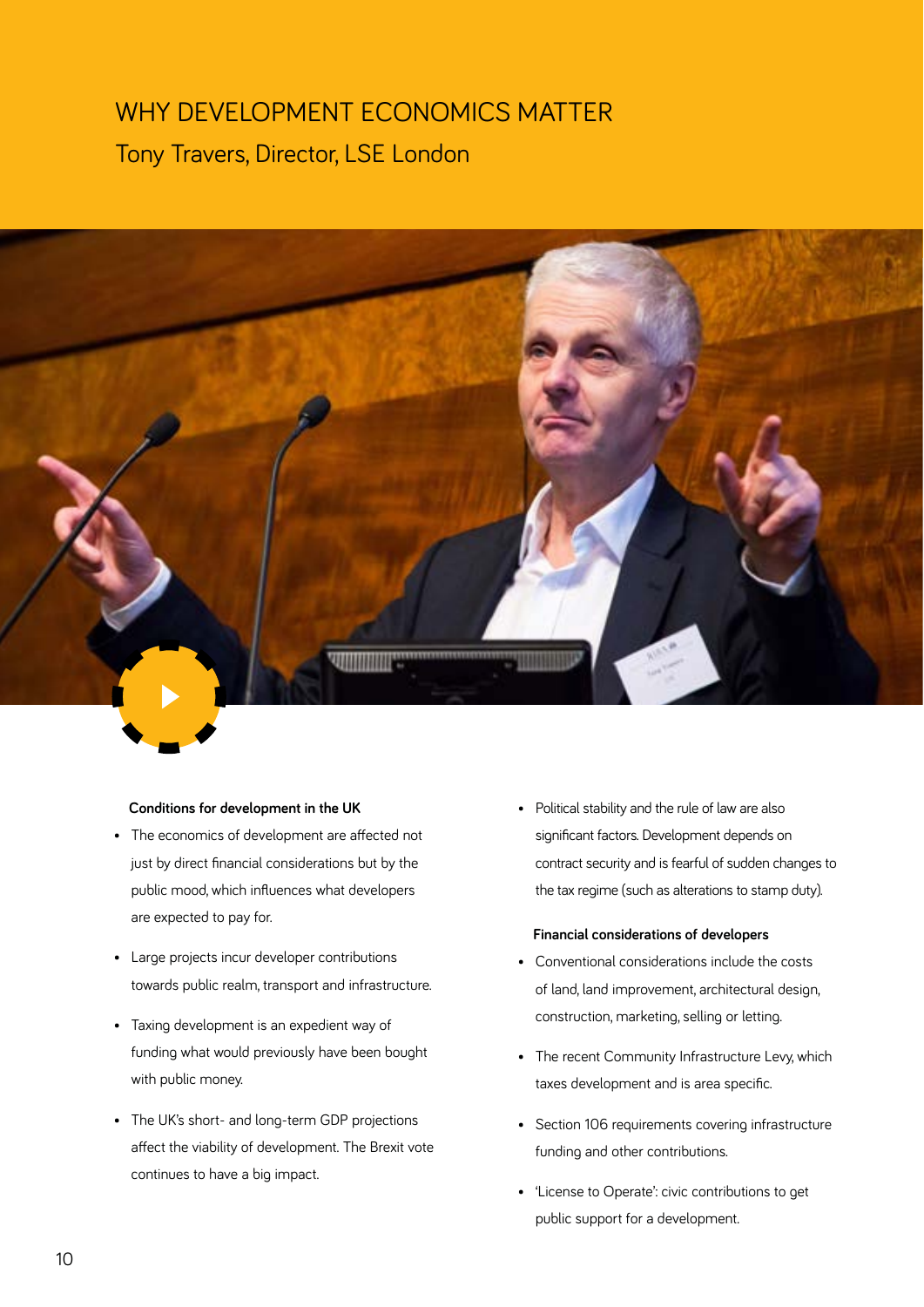# WHY DEVELOPMENT ECONOMICS MATTER

Tony Travers, Director, LSE London

**Conditions for development in the UK**

- The economics of development are affected not just by direct financial considerations but by the public mood, which influences what developers are expected to pay for.
- Large projects incur developer contributions towards public realm, transport and infrastructure.
- Taxing development is an expedient way of funding what would previously have been bought with public money.
- The UK's short- and long-term GDP projections affect the viability of development. The Brexit vote continues to have a big impact.
- Political stability and the rule of law are also significant factors. Development depends on contract security and is fearful of sudden changes to the tax regime (such as alterations to stamp duty).

**Financial considerations of developers**

- Conventional considerations include the costs of land, land improvement, architectural design, construction, marketing, selling or letting.
- The recent Community Infrastructure Levy, which taxes development and is area specific.
- Section 106 requirements covering infrastructure funding and other contributions.
- 'License to Operate': civic contributions to get public support for a development.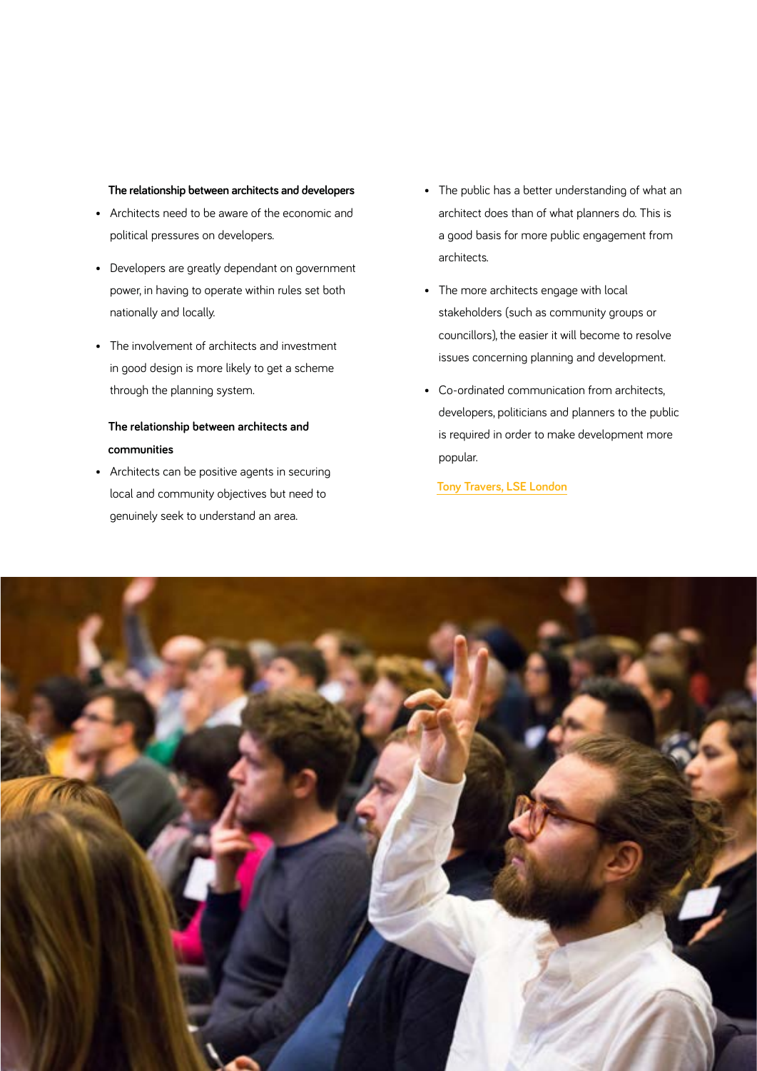**The relationship between architects and developers**

- Architects need to be aware of the economic and political pressures on developers.
- Developers are greatly dependant on government power, in having to operate within rules set both nationally and locally.
- The involvement of architects and investment in good design is more likely to get a scheme through the planning system.

**The relationship between architects and communities**

- Architects can be positive agents in securing local and community objectives but need to genuinely seek to understand an area.
- The public has a better understanding of what an architect does than of what planners do. This is a good basis for more public engagement from architects.
- The more architects engage with local stakeholders (such as community groups or councillors), the easier it will become to resolve issues concerning planning and development.
- Co-ordinated communication from architects, developers, politicians and planners to the public is required in order to make development more popular.

Tony Travers, LSE London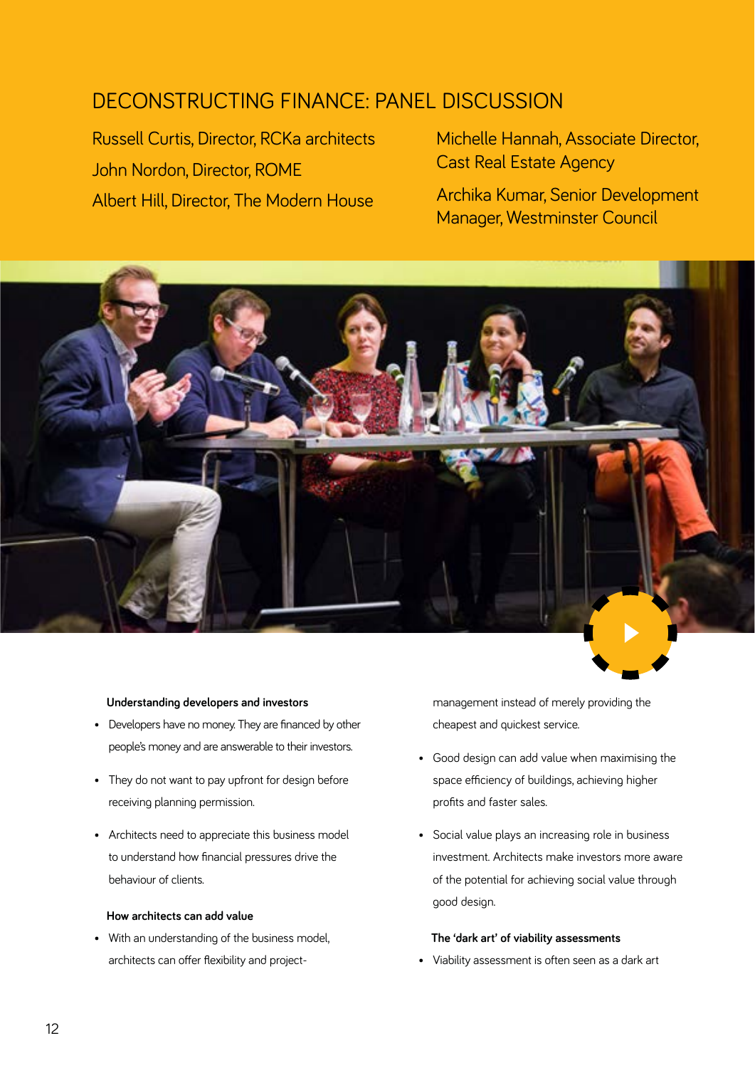# DECONSTRUCTING FINANCE: PANEL DISCUSSION

Russell Curtis, Director, RCKa architects

John Nordon, Director, ROME

Albert Hill, Director, The Modern House

Michelle Hannah, Associate Director, Cast Real Estate Agency

Archika Kumar, Senior Development Manager, Westminster Council

**Understanding developers and investors**

- Developers have no money. They are financed by other people's money and are answerable to their investors.
- They do not want to pay upfront for design before receiving planning permission.
- Architects need to appreciate this business model to understand how financial pressures drive the behaviour of clients.

**How architects can add value**

- With an understanding of the business model, architects can offer flexibility and project-management instead of merely providing the cheapest and quickest service.
- Good design can add value when maximising the space efficiency of buildings, achieving higher profits and faster sales.
- Social value plays an increasing role in business investment. Architects make investors more aware of the potential for achieving social value through good design.

**The 'dark art' of viability assessments**

- Viability assessment is often seen as a dark art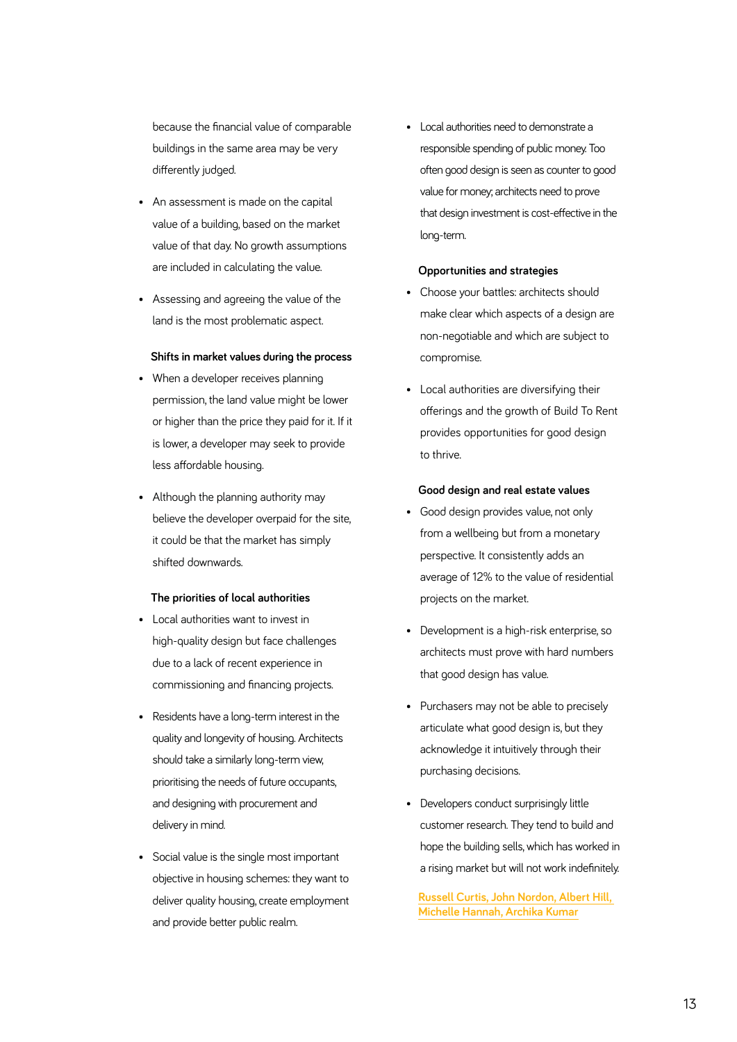because the financial value of comparable buildings in the same area may be very differently judged.

- An assessment is made on the capital value of a building, based on the market value of that day. No growth assumptions are included in calculating the value.
- Assessing and agreeing the value of the land is the most problematic aspect.

**Shifts in market values during the process**

- When a developer receives planning permission, the land value might be lower or higher than the price they paid for it. If it is lower, a developer may seek to provide less affordable housing.
- Although the planning authority may believe the developer overpaid for the site, it could be that the market has simply shifted downwards.

**The priorities of local authorities**

- Local authorities want to invest in high-quality design but face challenges due to a lack of recent experience in commissioning and financing projects.
- Residents have a long-term interest in the quality and longevity of housing. Architects should take a similarly long-term view, prioritising the needs of future occupants, and designing with procurement and delivery in mind.
- Social value is the single most important objective in housing schemes: they want to deliver quality housing, create employment and provide better public realm.
- Local authorities need to demonstrate a responsible spending of public money. Too often good design is seen as counter to good value for money; architects need to prove that design investment is cost-effective in the long-term.

**Opportunities and strategies**

- Choose your battles: architects should make clear which aspects of a design are non-negotiable and which are subject to compromise.
- Local authorities are diversifying their offerings and the growth of Build To Rent provides opportunities for good design to thrive.

**Good design and real estate values**

- Good design provides value, not only from a wellbeing but from a monetary perspective. It consistently adds an average of 12% to the value of residential projects on the market.
- Development is a high-risk enterprise, so architects must prove with hard numbers that good design has value.
- Purchasers may not be able to precisely articulate what good design is, but they acknowledge it intuitively through their purchasing decisions.
- Developers conduct surprisingly little customer research. They tend to build and hope the building sells, which has worked in a rising market but will not work indefinitely.

Russell Curtis, John Nordon, Albert Hill, Michelle Hannah, Archika Kumar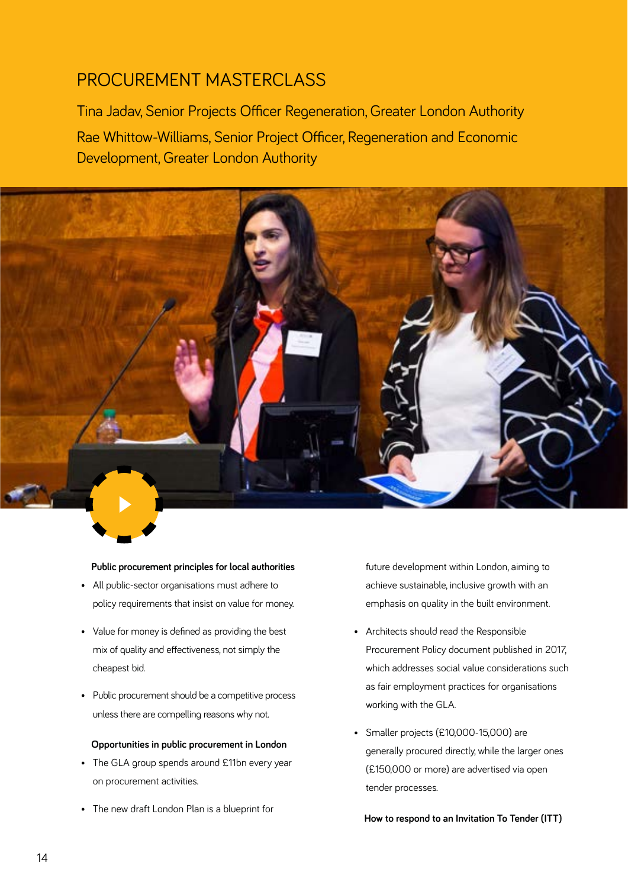# PROCUREMENT MASTERCLASS

Tina Jadav, Senior Projects Officer Regeneration, Greater London Authority

Rae Whittow-Williams, Senior Project Officer, Regeneration and Economic Development, Greater London Authority

**Public procurement principles for local authorities**

- All public-sector organisations must adhere to policy requirements that insist on value for money.
- Value for money is defined as providing the best mix of quality and effectiveness, not simply the cheapest bid.
- Public procurement should be a competitive process unless there are compelling reasons why not.

**Opportunities in public procurement in London**

- The GLA group spends around £11bn every year on procurement activities.
- The new draft London Plan is a blueprint for future development within London, aiming to achieve sustainable, inclusive growth with an emphasis on quality in the built environment.
- Architects should read the Responsible Procurement Policy document published in 2017, which addresses social value considerations such as fair employment practices for organisations working with the GLA.
- Smaller projects (£10,000-15,000) are generally procured directly, while the larger ones (£150,000 or more) are advertised via open tender processes.

**How to respond to an Invitation To Tender (ITT)**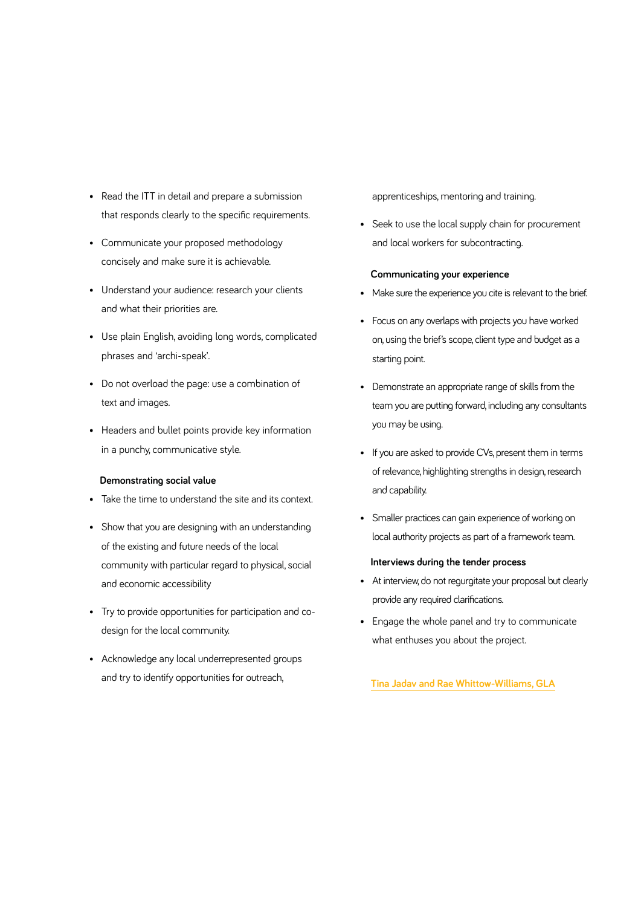- Read the ITT in detail and prepare a submission that responds clearly to the specific requirements.
- Communicate your proposed methodology concisely and make sure it is achievable.
- Understand your audience: research your clients and what their priorities are.
- Use plain English, avoiding long words, complicated phrases and 'archi-speak'.
- Do not overload the page: use a combination of text and images.
- Headers and bullet points provide key information in a punchy, communicative style.

**Demonstrating social value**

- Take the time to understand the site and its context.
- Show that you are designing with an understanding of the existing and future needs of the local community with particular regard to physical, social and economic accessibility
- Try to provide opportunities for participation and co-design for the local community.
- Acknowledge any local underrepresented groups and try to identify opportunities for outreach, apprenticeships, mentoring and training.
- Seek to use the local supply chain for procurement and local workers for subcontracting.

**Communicating your experience**

- Make sure the experience you cite is relevant to the brief.
- Focus on any overlaps with projects you have worked on, using the brief's scope, client type and budget as a starting point.
- Demonstrate an appropriate range of skills from the team you are putting forward, including any consultants you may be using.
- If you are asked to provide CVs, present them in terms of relevance, highlighting strengths in design, research and capability.
- Smaller practices can gain experience of working on local authority projects as part of a framework team.

**Interviews during the tender process**

- At interview, do not regurgitate your proposal but clearly provide any required clarifications.
- Engage the whole panel and try to communicate what enthuses you about the project.

Tina Jadav and Rae Whittow-Williams, GLA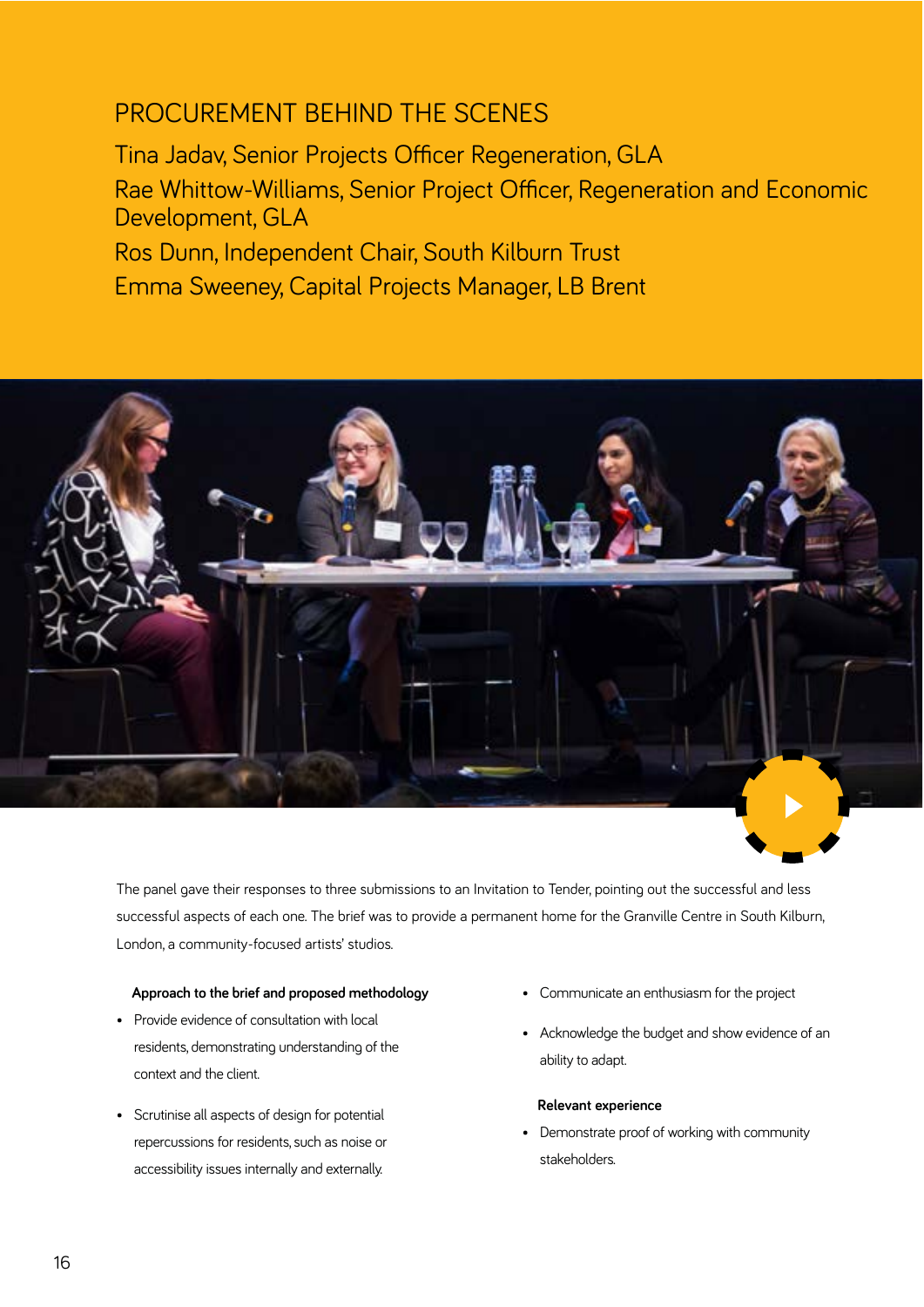# PROCUREMENT BEHIND THE SCENES

Tina Jadav, Senior Projects Officer Regeneration, GLA

Rae Whittow-Williams, Senior Project Officer, Regeneration and Economic Development, GLA

Ros Dunn, Independent Chair, South Kilburn Trust

Emma Sweeney, Capital Projects Manager, LB Brent

The panel gave their responses to three submissions to an Invitation to Tender, pointing out the successful and less successful aspects of each one. The brief was to provide a permanent home for the Granville Centre in South Kilburn, London, a community-focused artists' studios.

**Approach to the brief and proposed methodology**

- Provide evidence of consultation with local residents, demonstrating understanding of the context and the client.
- Scrutinise all aspects of design for potential repercussions for residents, such as noise or accessibility issues internally and externally.
- Communicate an enthusiasm for the project
- Acknowledge the budget and show evidence of an ability to adapt.

**Relevant experience**

- Demonstrate proof of working with community stakeholders.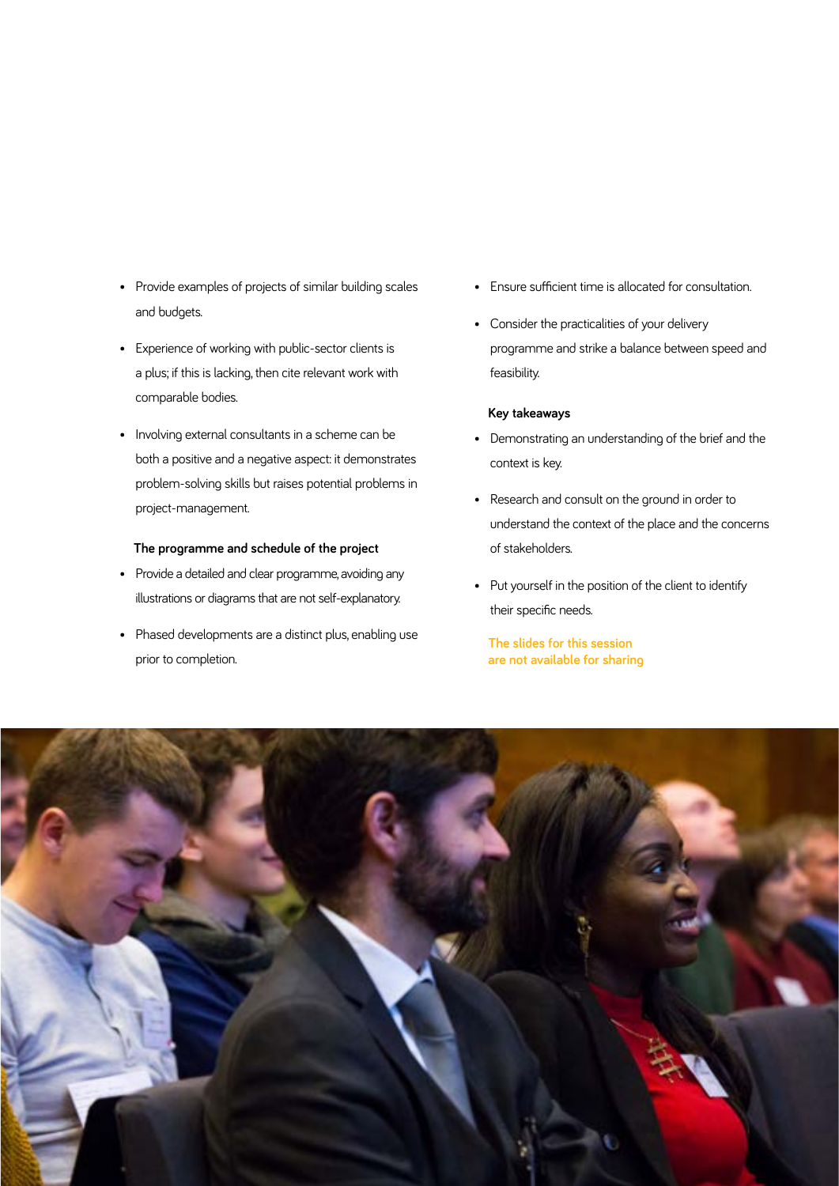- Provide examples of projects of similar building scales and budgets.
- Experience of working with public-sector clients is a plus; if this is lacking, then cite relevant work with comparable bodies.
- Involving external consultants in a scheme can be both a positive and a negative aspect: it demonstrates problem-solving skills but raises potential problems in project-management.

**The programme and schedule of the project**

- Provide a detailed and clear programme, avoiding any illustrations or diagrams that are not self-explanatory.
- Phased developments are a distinct plus, enabling use prior to completion.
- Ensure sufficient time is allocated for consultation.
- Consider the practicalities of your delivery programme and strike a balance between speed and feasibility.

**Key takeaways**

- Demonstrating an understanding of the brief and the context is key.
- Research and consult on the ground in order to understand the context of the place and the concerns of stakeholders.
- Put yourself in the position of the client to identify their specific needs.

**The slides for this session are not available for sharing**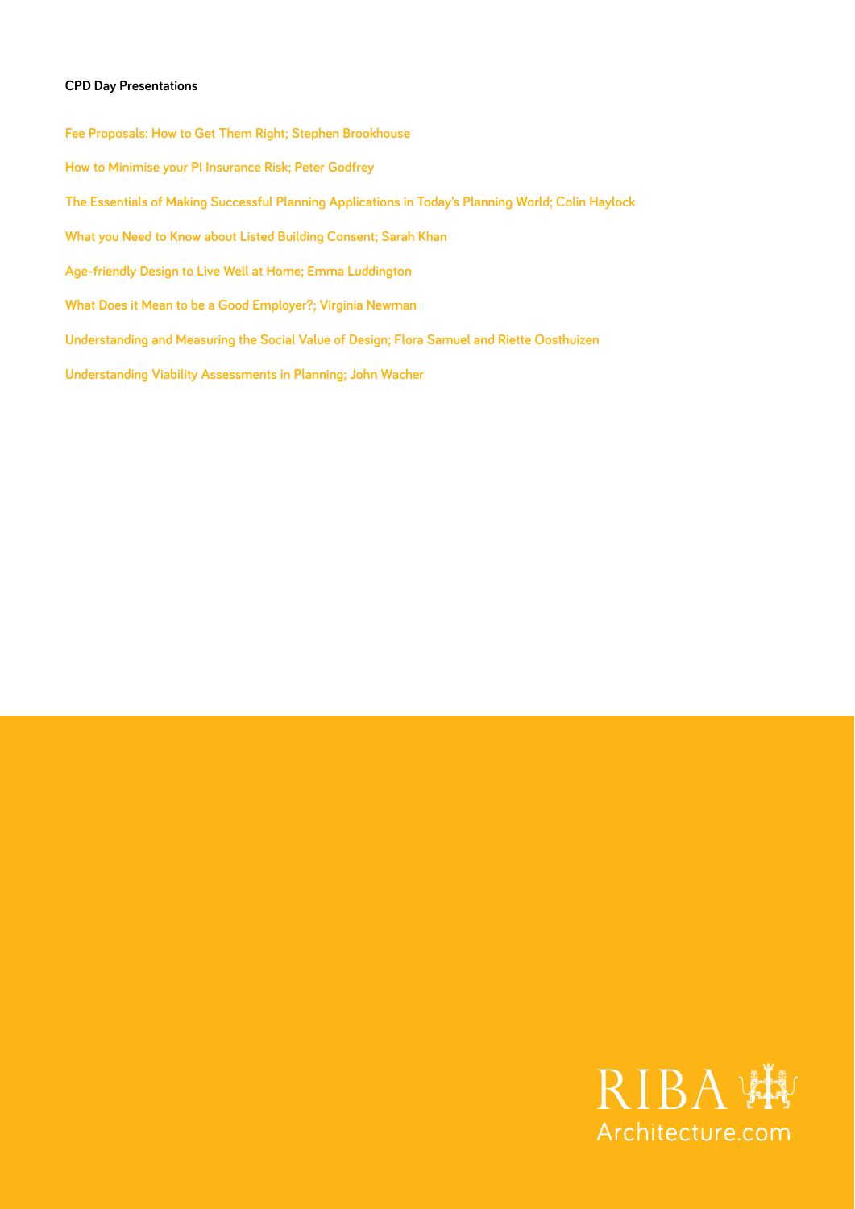**CPD Day Presentations**

Fee Proposals: How to Get Them Right; Stephen Brookhouse

How to Minimise your PI Insurance Risk; Peter Godfrey

The Essentials of Making Successful Planning Applications in Today's Planning World; Colin Haylock

What you Need to Know about Listed Building Consent; Sarah Khan

Age-friendly Design to Live Well at Home; Emma Luddington

What Does it Mean to be a Good Employer?; Virginia Newman

Understanding and Measuring the Social Value of Design; Flora Samuel and Riette Oosthuizen

Understanding Viability Assessments in Planning; John Wacher

RIBA

Architecture.com